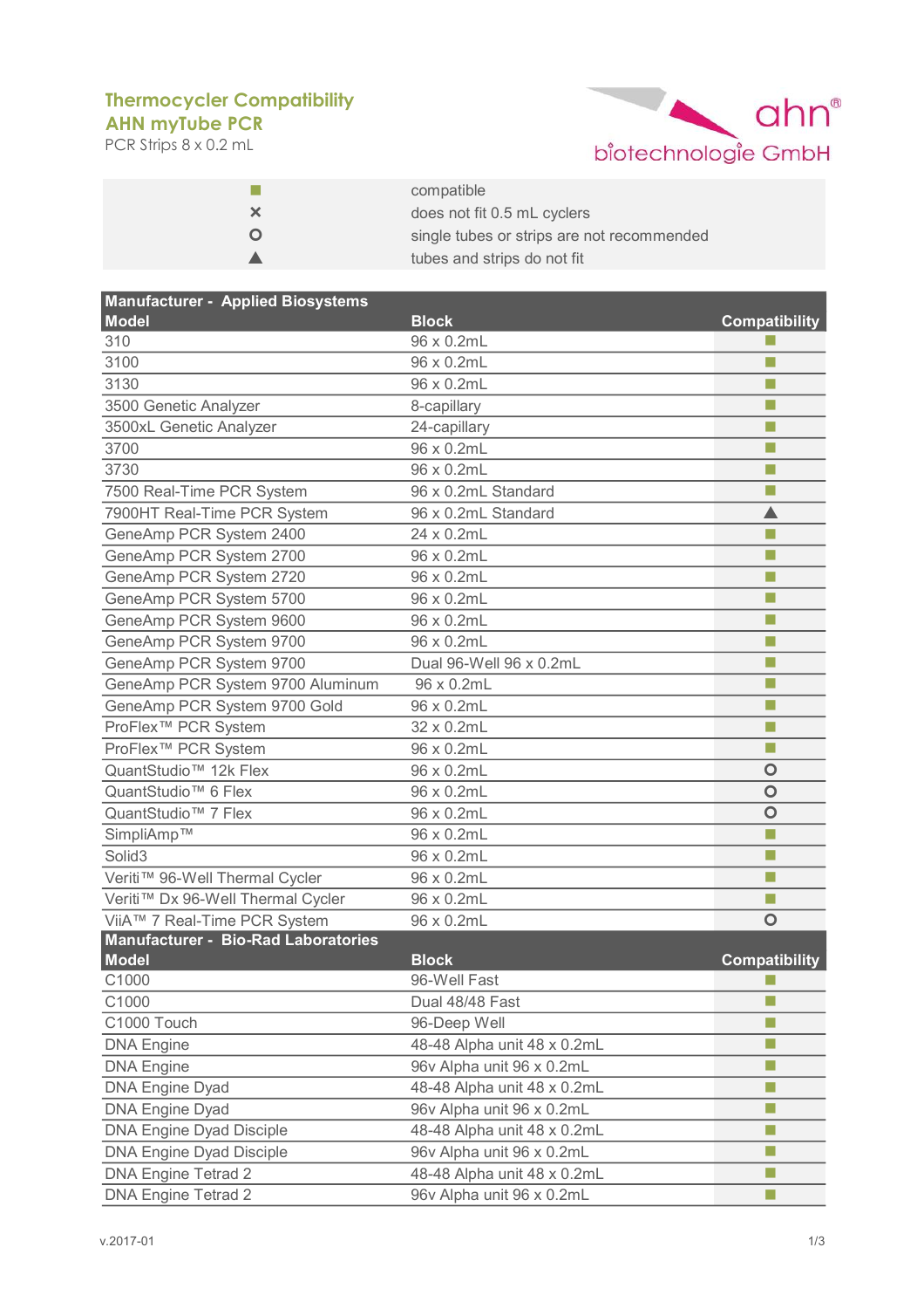# Thermocycler Compatibility

## AHN myTube PCR

PCR Strips 8 x 0.2 mL

ahn® biotechnologie GmbH

| Symbol | Meaning |
|---|---|
| ■ | compatible |
| × | does not fit 0.5 mL cyclers |
| O | single tubes or strips are not recommended |
| ▲ | tubes and strips do not fit |

| Manufacturer - Applied Biosystems | | |
|---|---|---|
| **Model** | **Block** | **Compatibility** |
| 310 | 96 x 0.2mL | ■ |
| 3100 | 96 x 0.2mL | ■ |
| 3130 | 96 x 0.2mL | ■ |
| 3500 Genetic Analyzer | 8-capillary | ■ |
| 3500xL Genetic Analyzer | 24-capillary | ■ |
| 3700 | 96 x 0.2mL | ■ |
| 3730 | 96 x 0.2mL | ■ |
| 7500 Real-Time PCR System | 96 x 0.2mL Standard | ■ |
| 7900HT Real-Time PCR System | 96 x 0.2mL Standard | ▲ |
| GeneAmp PCR System 2400 | 24 x 0.2mL | ■ |
| GeneAmp PCR System 2700 | 96 x 0.2mL | ■ |
| GeneAmp PCR System 2720 | 96 x 0.2mL | ■ |
| GeneAmp PCR System 5700 | 96 x 0.2mL | ■ |
| GeneAmp PCR System 9600 | 96 x 0.2mL | ■ |
| GeneAmp PCR System 9700 | 96 x 0.2mL | ■ |
| GeneAmp PCR System 9700 | Dual 96-Well 96 x 0.2mL | ■ |
| GeneAmp PCR System 9700 Aluminum | 96 x 0.2mL | ■ |
| GeneAmp PCR System 9700 Gold | 96 x 0.2mL | ■ |
| ProFlex™ PCR System | 32 x 0.2mL | ■ |
| ProFlex™ PCR System | 96 x 0.2mL | ■ |
| QuantStudio™ 12k Flex | 96 x 0.2mL | O |
| QuantStudio™ 6 Flex | 96 x 0.2mL | O |
| QuantStudio™ 7 Flex | 96 x 0.2mL | O |
| SimpliAmp™ | 96 x 0.2mL | ■ |
| Solid3 | 96 x 0.2mL | ■ |
| Veriti™ 96-Well Thermal Cycler | 96 x 0.2mL | ■ |
| Veriti™ Dx 96-Well Thermal Cycler | 96 x 0.2mL | ■ |
| ViiA™ 7 Real-Time PCR System | 96 x 0.2mL | O |
| **Manufacturer - Bio-Rad Laboratories** | | |
| **Model** | **Block** | **Compatibility** |
| C1000 | 96-Well Fast | ■ |
| C1000 | Dual 48/48 Fast | ■ |
| C1000 Touch | 96-Deep Well | ■ |
| DNA Engine | 48-48 Alpha unit 48 x 0.2mL | ■ |
| DNA Engine | 96v Alpha unit 96 x 0.2mL | ■ |
| DNA Engine Dyad | 48-48 Alpha unit 48 x 0.2mL | ■ |
| DNA Engine Dyad | 96v Alpha unit 96 x 0.2mL | ■ |
| DNA Engine Dyad Disciple | 48-48 Alpha unit 48 x 0.2mL | ■ |
| DNA Engine Dyad Disciple | 96v Alpha unit 96 x 0.2mL | ■ |
| DNA Engine Tetrad 2 | 48-48 Alpha unit 48 x 0.2mL | ■ |
| DNA Engine Tetrad 2 | 96v Alpha unit 96 x 0.2mL | ■ |

v.2017-01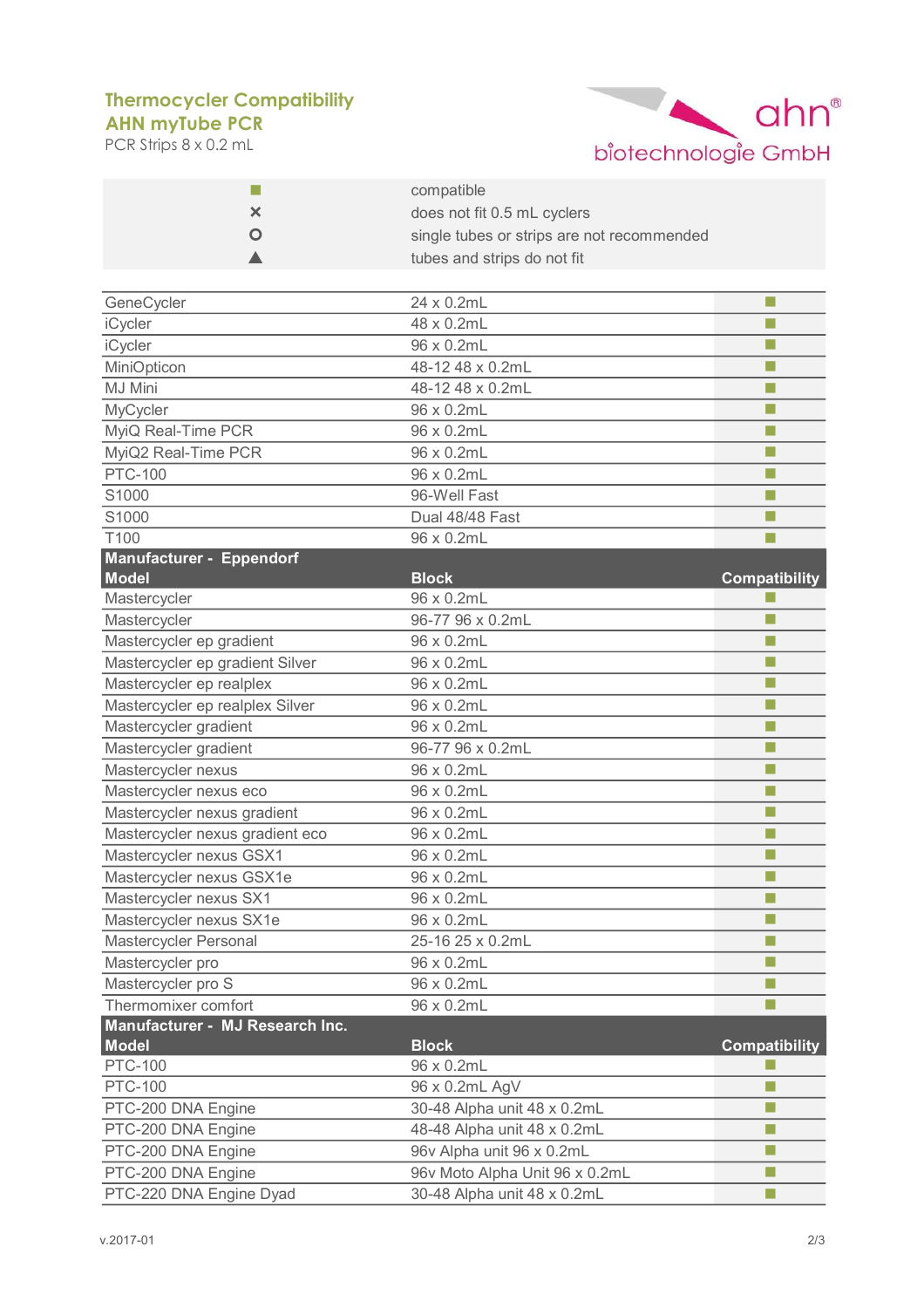**Thermocycler Compatibility**
**AHN myTube PCR**
PCR Strips 8 x 0.2 mL

ahn® biotechnologie GmbH

| Symbol | Meaning |
|---|---|
| ■ | compatible |
| × | does not fit 0.5 mL cyclers |
| ○ | single tubes or strips are not recommended |
| ▲ | tubes and strips do not fit |

| Model | Block | Compatibility |
|---|---|---|
| GeneCycler | 24 x 0.2mL | ■ |
| iCycler | 48 x 0.2mL | ■ |
| iCycler | 96 x 0.2mL | ■ |
| MiniOpticon | 48-12 48 x 0.2mL | ■ |
| MJ Mini | 48-12 48 x 0.2mL | ■ |
| MyCycler | 96 x 0.2mL | ■ |
| MyiQ Real-Time PCR | 96 x 0.2mL | ■ |
| MyiQ2 Real-Time PCR | 96 x 0.2mL | ■ |
| PTC-100 | 96 x 0.2mL | ■ |
| S1000 | 96-Well Fast | ■ |
| S1000 | Dual 48/48 Fast | ■ |
| T100 | 96 x 0.2mL | ■ |
| **Manufacturer - Eppendorf** | | |
| **Model** | **Block** | **Compatibility** |
| Mastercycler | 96 x 0.2mL | ■ |
| Mastercycler | 96-77 96 x 0.2mL | ■ |
| Mastercycler ep gradient | 96 x 0.2mL | ■ |
| Mastercycler ep gradient Silver | 96 x 0.2mL | ■ |
| Mastercycler ep realplex | 96 x 0.2mL | ■ |
| Mastercycler ep realplex Silver | 96 x 0.2mL | ■ |
| Mastercycler gradient | 96 x 0.2mL | ■ |
| Mastercycler gradient | 96-77 96 x 0.2mL | ■ |
| Mastercycler nexus | 96 x 0.2mL | ■ |
| Mastercycler nexus eco | 96 x 0.2mL | ■ |
| Mastercycler nexus gradient | 96 x 0.2mL | ■ |
| Mastercycler nexus gradient eco | 96 x 0.2mL | ■ |
| Mastercycler nexus GSX1 | 96 x 0.2mL | ■ |
| Mastercycler nexus GSX1e | 96 x 0.2mL | ■ |
| Mastercycler nexus SX1 | 96 x 0.2mL | ■ |
| Mastercycler nexus SX1e | 96 x 0.2mL | ■ |
| Mastercycler Personal | 25-16 25 x 0.2mL | ■ |
| Mastercycler pro | 96 x 0.2mL | ■ |
| Mastercycler pro S | 96 x 0.2mL | ■ |
| Thermomixer comfort | 96 x 0.2mL | ■ |
| **Manufacturer - MJ Research Inc.** | | |
| **Model** | **Block** | **Compatibility** |
| PTC-100 | 96 x 0.2mL | ■ |
| PTC-100 | 96 x 0.2mL AgV | ■ |
| PTC-200 DNA Engine | 30-48 Alpha unit 48 x 0.2mL | ■ |
| PTC-200 DNA Engine | 48-48 Alpha unit 48 x 0.2mL | ■ |
| PTC-200 DNA Engine | 96v Alpha unit 96 x 0.2mL | ■ |
| PTC-200 DNA Engine | 96v Moto Alpha Unit 96 x 0.2mL | ■ |
| PTC-220 DNA Engine Dyad | 30-48 Alpha unit 48 x 0.2mL | ■ |

v.2017-01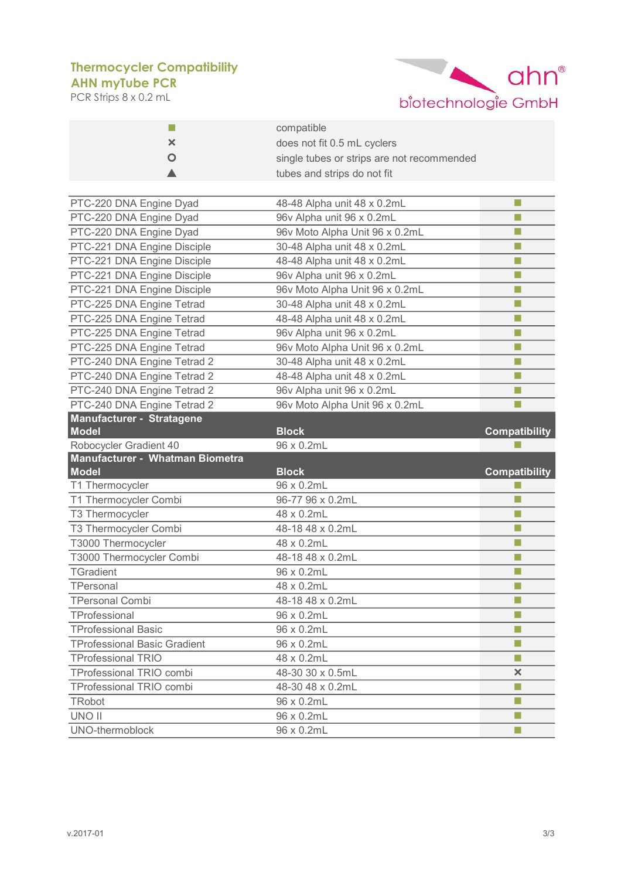**Thermocycler Compatibility**
**AHN myTube PCR**
PCR Strips 8 x 0.2 mL

ahn® biotechnologie GmbH

| | |
|---|---|
| ■ | compatible |
| × | does not fit 0.5 mL cyclers |
| ○ | single tubes or strips are not recommended |
| ▲ | tubes and strips do not fit |

| | | |
|---|---|---|
| PTC-220 DNA Engine Dyad | 48-48 Alpha unit 48 x 0.2mL | ■ |
| PTC-220 DNA Engine Dyad | 96v Alpha unit 96 x 0.2mL | ■ |
| PTC-220 DNA Engine Dyad | 96v Moto Alpha Unit 96 x 0.2mL | ■ |
| PTC-221 DNA Engine Disciple | 30-48 Alpha unit 48 x 0.2mL | ■ |
| PTC-221 DNA Engine Disciple | 48-48 Alpha unit 48 x 0.2mL | ■ |
| PTC-221 DNA Engine Disciple | 96v Alpha unit 96 x 0.2mL | ■ |
| PTC-221 DNA Engine Disciple | 96v Moto Alpha Unit 96 x 0.2mL | ■ |
| PTC-225 DNA Engine Tetrad | 30-48 Alpha unit 48 x 0.2mL | ■ |
| PTC-225 DNA Engine Tetrad | 48-48 Alpha unit 48 x 0.2mL | ■ |
| PTC-225 DNA Engine Tetrad | 96v Alpha unit 96 x 0.2mL | ■ |
| PTC-225 DNA Engine Tetrad | 96v Moto Alpha Unit 96 x 0.2mL | ■ |
| PTC-240 DNA Engine Tetrad 2 | 30-48 Alpha unit 48 x 0.2mL | ■ |
| PTC-240 DNA Engine Tetrad 2 | 48-48 Alpha unit 48 x 0.2mL | ■ |
| PTC-240 DNA Engine Tetrad 2 | 96v Alpha unit 96 x 0.2mL | ■ |
| PTC-240 DNA Engine Tetrad 2 | 96v Moto Alpha Unit 96 x 0.2mL | ■ |
| **Manufacturer - Stratagene** | | |
| **Model** | **Block** | **Compatibility** |
| Robocycler Gradient 40 | 96 x 0.2mL | ■ |
| **Manufacturer - Whatman Biometra** | | |
| **Model** | **Block** | **Compatibility** |
| T1 Thermocycler | 96 x 0.2mL | ■ |
| T1 Thermocycler Combi | 96-77 96 x 0.2mL | ■ |
| T3 Thermocycler | 48 x 0.2mL | ■ |
| T3 Thermocycler Combi | 48-18 48 x 0.2mL | ■ |
| T3000 Thermocycler | 48 x 0.2mL | ■ |
| T3000 Thermocycler Combi | 48-18 48 x 0.2mL | ■ |
| TGradient | 96 x 0.2mL | ■ |
| TPersonal | 48 x 0.2mL | ■ |
| TPersonal Combi | 48-18 48 x 0.2mL | ■ |
| TProfessional | 96 x 0.2mL | ■ |
| TProfessional Basic | 96 x 0.2mL | ■ |
| TProfessional Basic Gradient | 96 x 0.2mL | ■ |
| TProfessional TRIO | 48 x 0.2mL | ■ |
| TProfessional TRIO combi | 48-30 30 x 0.5mL | × |
| TProfessional TRIO combi | 48-30 48 x 0.2mL | ■ |
| TRobot | 96 x 0.2mL | ■ |
| UNO II | 96 x 0.2mL | ■ |
| UNO-thermoblock | 96 x 0.2mL | ■ |

v.2017-01